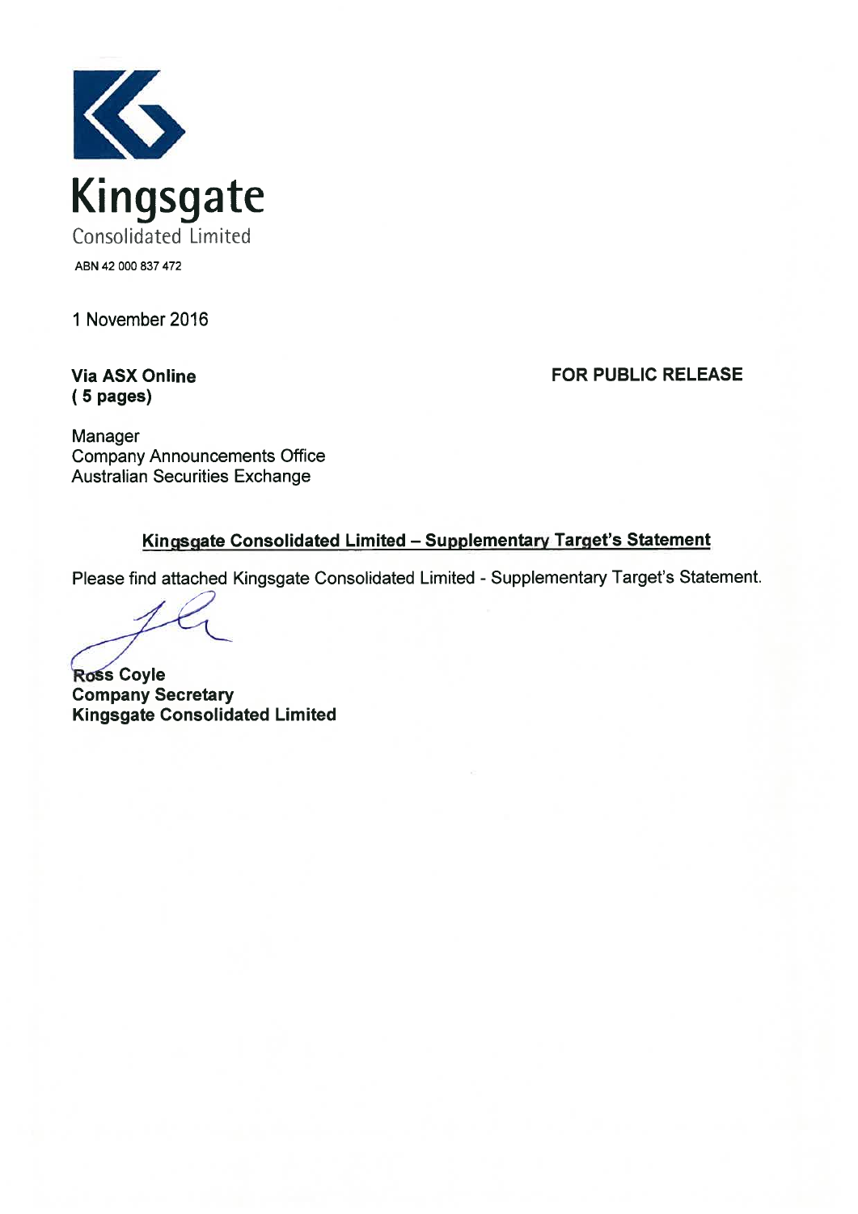**Kingsgate**

Consolidated Limited

ABN 42 000 837 472

1 November 2016

**Via ASX Online**
**( 5 pages)**

**FOR PUBLIC RELEASE**

Manager
Company Announcements Office
Australian Securities Exchange

## Kingsgate Consolidated Limited – Supplementary Target's Statement

Please find attached Kingsgate Consolidated Limited - Supplementary Target's Statement.

**Ross Coyle**
**Company Secretary**
**Kingsgate Consolidated Limited**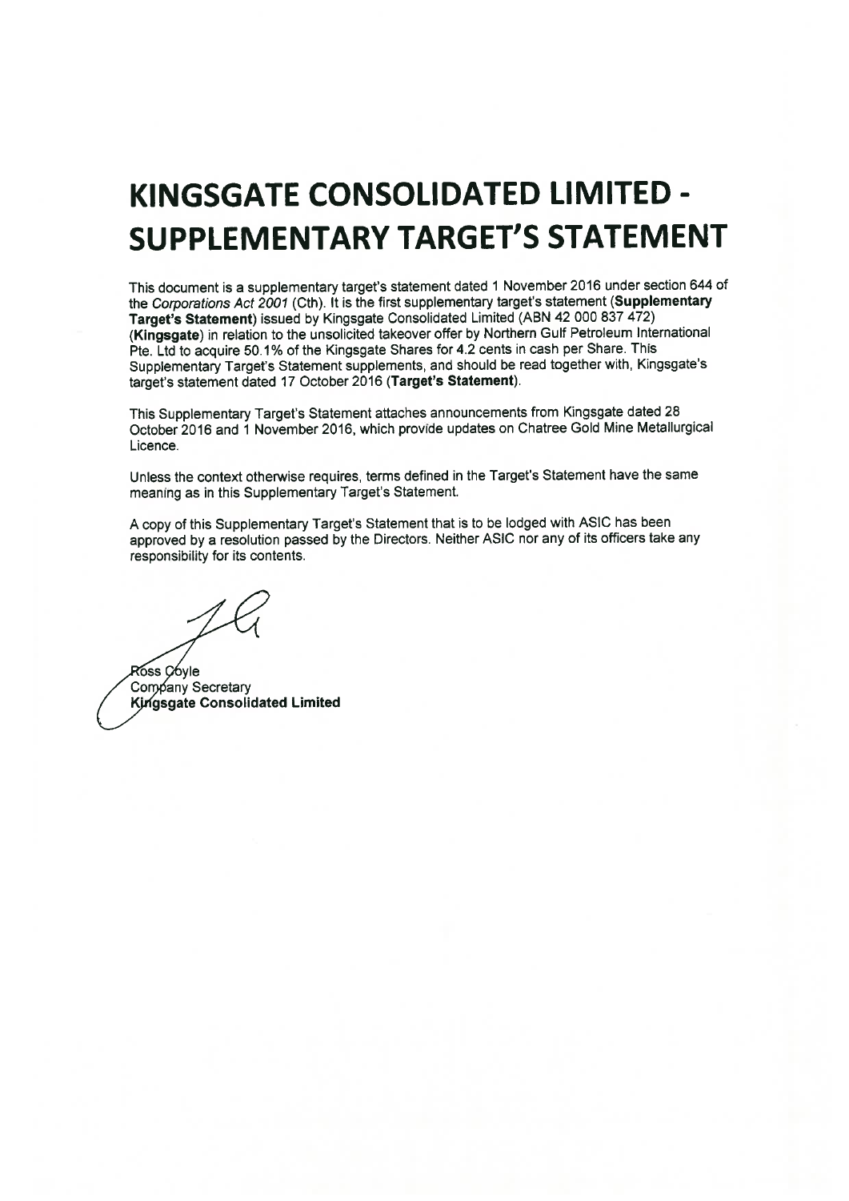# KINGSGATE CONSOLIDATED LIMITED - SUPPLEMENTARY TARGET'S STATEMENT

This document is a supplementary target's statement dated 1 November 2016 under section 644 of the *Corporations Act 2001* (Cth). It is the first supplementary target's statement (**Supplementary Target's Statement**) issued by Kingsgate Consolidated Limited (ABN 42 000 837 472) (**Kingsgate**) in relation to the unsolicited takeover offer by Northern Gulf Petroleum International Pte. Ltd to acquire 50.1% of the Kingsgate Shares for 4.2 cents in cash per Share. This Supplementary Target's Statement supplements, and should be read together with, Kingsgate's target's statement dated 17 October 2016 (**Target's Statement**).

This Supplementary Target's Statement attaches announcements from Kingsgate dated 28 October 2016 and 1 November 2016, which provide updates on Chatree Gold Mine Metallurgical Licence.

Unless the context otherwise requires, terms defined in the Target's Statement have the same meaning as in this Supplementary Target's Statement.

A copy of this Supplementary Target's Statement that is to be lodged with ASIC has been approved by a resolution passed by the Directors. Neither ASIC nor any of its officers take any responsibility for its contents.

Ross Coyle
Company Secretary
**Kingsgate Consolidated Limited**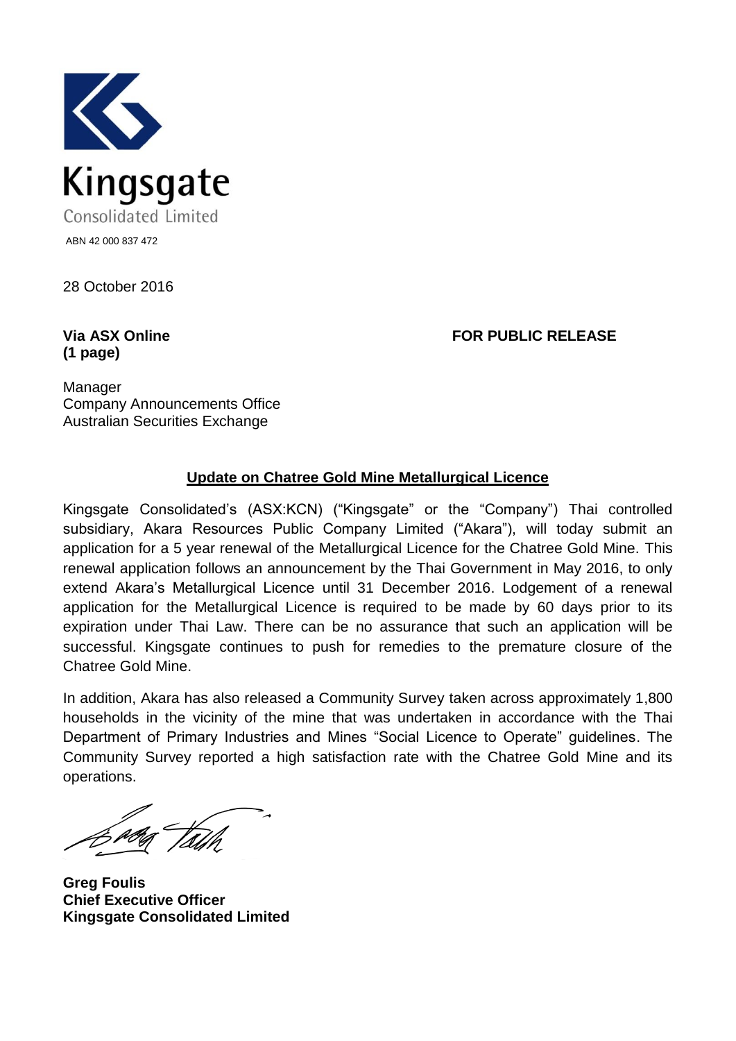Kingsgate

Consolidated Limited

ABN 42 000 837 472

28 October 2016

**Via ASX Online**
**(1 page)**

**FOR PUBLIC RELEASE**

Manager
Company Announcements Office
Australian Securities Exchange

## Update on Chatree Gold Mine Metallurgical Licence

Kingsgate Consolidated's (ASX:KCN) ("Kingsgate" or the "Company") Thai controlled subsidiary, Akara Resources Public Company Limited ("Akara"), will today submit an application for a 5 year renewal of the Metallurgical Licence for the Chatree Gold Mine. This renewal application follows an announcement by the Thai Government in May 2016, to only extend Akara's Metallurgical Licence until 31 December 2016. Lodgement of a renewal application for the Metallurgical Licence is required to be made by 60 days prior to its expiration under Thai Law. There can be no assurance that such an application will be successful. Kingsgate continues to push for remedies to the premature closure of the Chatree Gold Mine.

In addition, Akara has also released a Community Survey taken across approximately 1,800 households in the vicinity of the mine that was undertaken in accordance with the Thai Department of Primary Industries and Mines "Social Licence to Operate" guidelines. The Community Survey reported a high satisfaction rate with the Chatree Gold Mine and its operations.

**Greg Foulis**
**Chief Executive Officer**
**Kingsgate Consolidated Limited**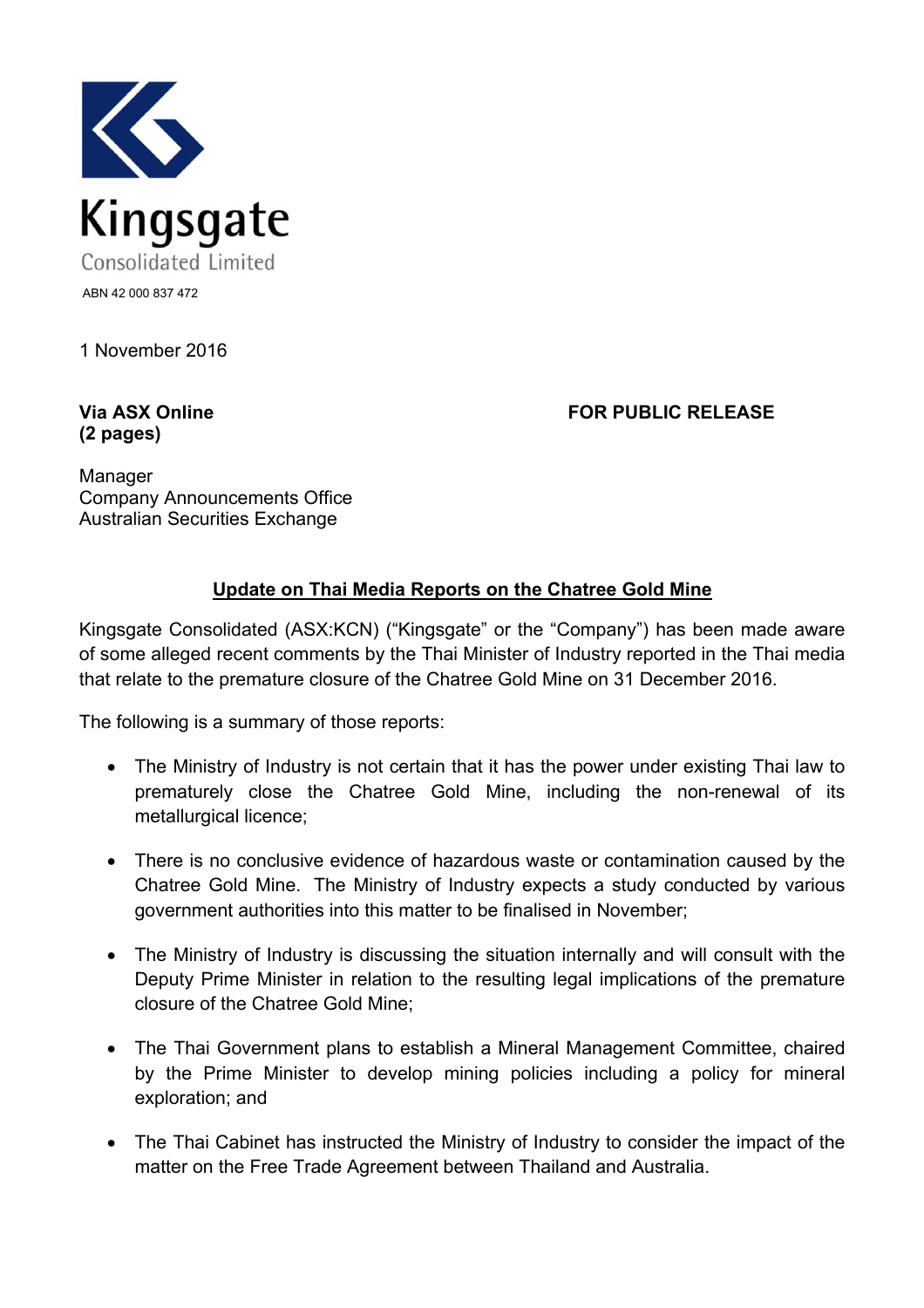Kingsgate
Consolidated Limited
ABN 42 000 837 472

1 November 2016

**Via ASX Online**
**(2 pages)**

**FOR PUBLIC RELEASE**

Manager
Company Announcements Office
Australian Securities Exchange

## Update on Thai Media Reports on the Chatree Gold Mine

Kingsgate Consolidated (ASX:KCN) ("Kingsgate" or the "Company") has been made aware of some alleged recent comments by the Thai Minister of Industry reported in the Thai media that relate to the premature closure of the Chatree Gold Mine on 31 December 2016.

The following is a summary of those reports:

- The Ministry of Industry is not certain that it has the power under existing Thai law to prematurely close the Chatree Gold Mine, including the non-renewal of its metallurgical licence;
- There is no conclusive evidence of hazardous waste or contamination caused by the Chatree Gold Mine. The Ministry of Industry expects a study conducted by various government authorities into this matter to be finalised in November;
- The Ministry of Industry is discussing the situation internally and will consult with the Deputy Prime Minister in relation to the resulting legal implications of the premature closure of the Chatree Gold Mine;
- The Thai Government plans to establish a Mineral Management Committee, chaired by the Prime Minister to develop mining policies including a policy for mineral exploration; and
- The Thai Cabinet has instructed the Ministry of Industry to consider the impact of the matter on the Free Trade Agreement between Thailand and Australia.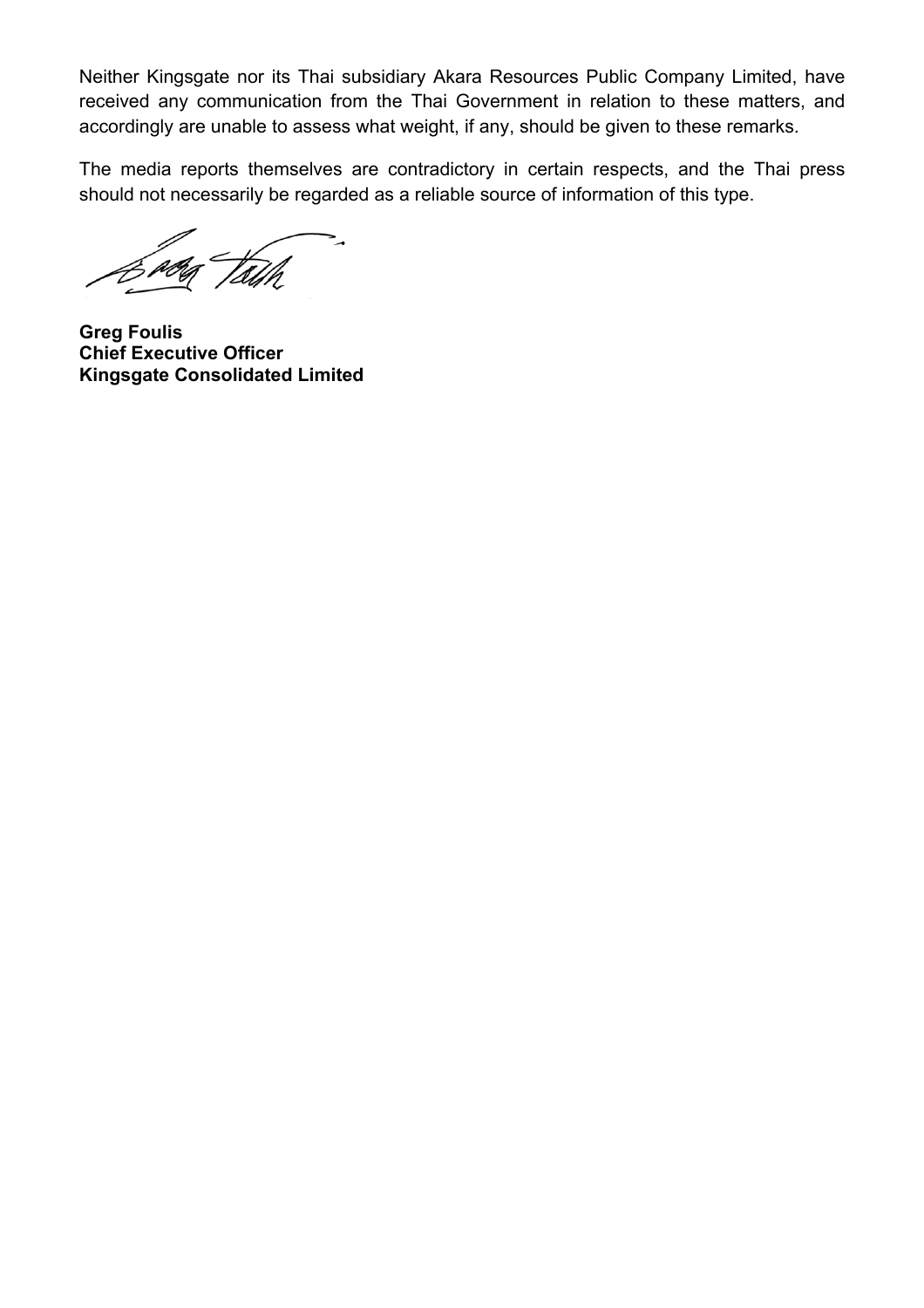Neither Kingsgate nor its Thai subsidiary Akara Resources Public Company Limited, have received any communication from the Thai Government in relation to these matters, and accordingly are unable to assess what weight, if any, should be given to these remarks.

The media reports themselves are contradictory in certain respects, and the Thai press should not necessarily be regarded as a reliable source of information of this type.

**Greg Foulis**
**Chief Executive Officer**
**Kingsgate Consolidated Limited**